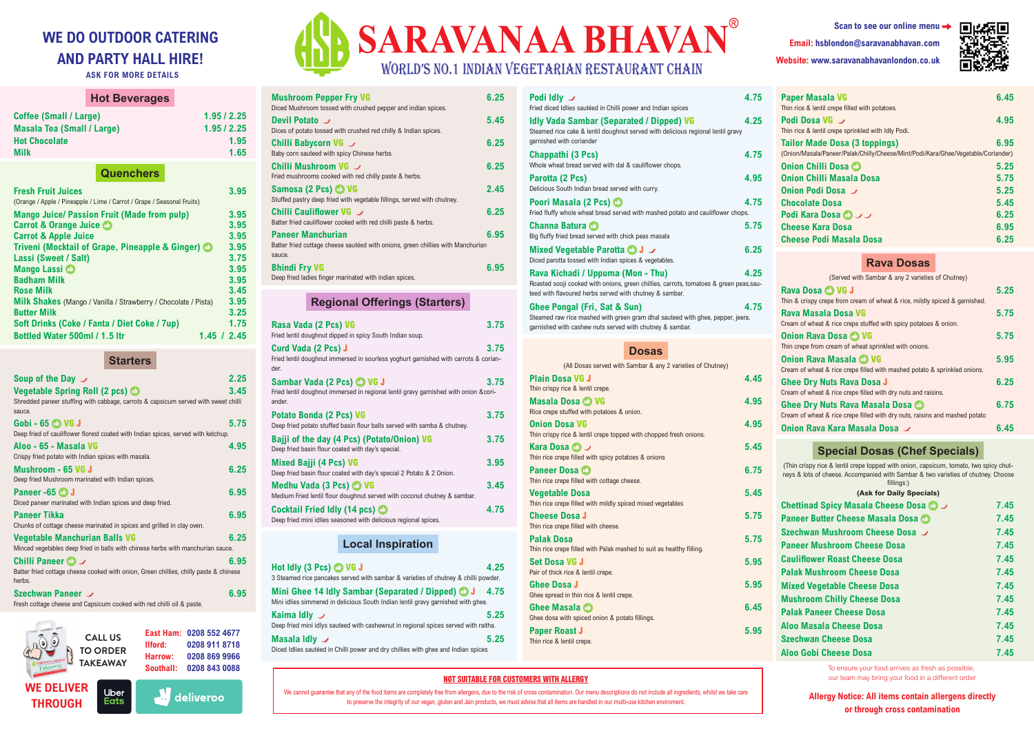# SARAVANAA BHAVAN®

WORLD'S NO.1 INDIAN VEGETARIAN RESTAURANT CHAIN

**WE DO OUTDOOR CATERING AND PARTY HALL HIRE!**
ASK FOR MORE DETAILS

Scan to see our online menu →
Email: hsblondon@saravanabhavan.com
Website: www.saravanabhavanlondon.co.uk

## Hot Beverages

| Item | Price |
|---|---|
| Coffee (Small / Large) | 1.95 / 2.25 |
| Masala Tea (Small / Large) | 1.95 / 2.25 |
| Hot Chocolate | 1.95 |
| Milk | 1.65 |

## Quenchers

| Item | Price |
|---|---|
| Fresh Fruit Juices (Orange / Apple / Pineapple / Lime / Carrot / Grape / Seasonal Fruits) | 3.95 |
| Mango Juice/ Passion Fruit (Made from pulp) | 3.95 |
| Carrot & Orange Juice | 3.95 |
| Carrot & Apple Juice | 3.95 |
| Triveni (Mocktail of Grape, Pineapple & Ginger) | 3.95 |
| Lassi (Sweet / Salt) | 3.75 |
| Mango Lassi | 3.95 |
| Badham Milk | 3.95 |
| Rose Milk | 3.45 |
| Milk Shakes (Mango / Vanilla / Strawberry / Chocolate / Pista) | 3.95 |
| Butter Milk | 3.25 |
| Soft Drinks (Coke / Fanta / Diet Coke / 7up) | 1.75 |
| Bottled Water 500ml / 1.5 ltr | 1.45 / 2.45 |

## Starters

| Item | Price |
|---|---|
| Soup of the Day | 2.25 |
| Vegetable Spring Roll (2 pcs) – Shredded paneer stuffing with cabbage, carrots & capsicum served with sweet chilli sauce. | 3.45 |
| Gobi - 65 VG J – Deep fried of cauliflower florest coated with Indian spices, served with ketchup. | 5.75 |
| Aloo - 65 - Masala VG – Crispy fried potato with Indian spices with masala. | 4.95 |
| Mushroom - 65 VG J – Deep fried Mushroom marinated with Indian spices. | 6.25 |
| Paneer -65 J – Diced paneer marinated with Indian spices and deep fried. | 6.95 |
| Paneer Tikka – Chunks of cottage cheese marinated in spices and grilled in clay oven. | 6.95 |
| Vegetable Manchurian Balls VG – Minced vegetables deep fried in balls with chinese herbs with manchurian sauce. | 6.25 |
| Chilli Paneer – Batter fried cottage cheese cooked with onion, Green chillies, chilly paste & chinese herbs. | 6.95 |
| Szechwan Paneer – Fresh cottage cheese and Capsicum cooked with red chilli oil & paste. | 6.95 |
| Mushroom Pepper Fry VG – Diced Mushroom tossed with crushed pepper and indian spices. | 6.25 |
| Devil Potato – Dices of potato tossed with crushed red chilly & Indian spices. | 5.45 |
| Chilli Babycorn VG – Baby corn sauteed with spicy Chinese herbs. | 6.25 |
| Chilli Mushroom VG – Fried mushrooms cooked with red chilly paste & herbs. | 6.25 |
| Samosa (2 Pcs) VG – Stuffed pastry deep fried with vegetable fillings, served with chutney. | 2.45 |
| Chilli Cauliflower VG – Batter fried cauliflower cooked with red chilli paste & herbs. | 6.25 |
| Paneer Manchurian – Batter fried cottage cheese sautéed with onions, green chillies with Manchurian sauce. | 6.95 |
| Bhindi Fry VG – Deep fried ladies finger marinated with indian spices. | 6.95 |

CALL US TO ORDER TAKEAWAY
East Ham: 0208 552 4677
Ilford: 0208 911 8718
Harrow: 0208 869 9966
Southall: 0208 843 0088

WE DELIVER THROUGH Uber Eats, deliveroo

## Regional Offerings (Starters)

| Item | Price |
|---|---|
| Rasa Vada (2 Pcs) VG – Fried lentil doughnut dipped in spicy South Indian soup. | 3.75 |
| Curd Vada (2 Pcs) J – Fried lentil doughnut immersed in sourless yoghurt garnished with carrots & coriander. | 3.75 |
| Sambar Vada (2 Pcs) VG J – Fried lentil doughnut immersed in regional lentil gravy garnished with onion & coriander. | 3.75 |
| Potato Bonda (2 Pcs) VG – Deep fried potato stuffed basin flour balls served with samba & chutney. | 3.75 |
| Bajji of the day (4 Pcs) (Potato/Onion) VG – Deep fried basin flour coated with day's special. | 3.75 |
| Mixed Bajji (4 Pcs) VG – Deep fried basin flour coated with day's special 2 Potato & 2 Onion. | 3.95 |
| Medhu Vada (3 Pcs) VG – Medium Fried lentil flour doughnut served with coconut chutney & sambar. | 3.45 |
| Cocktail Fried Idly (14 pcs) – Deep fried mini idlies seasoned with delicious regional spices. | 4.75 |

## Local Inspiration

| Item | Price |
|---|---|
| Hot Idly (3 Pcs) VG J – 3 Steamed rice pancakes served with sambar & varieties of chutney & chilli powder. | 4.25 |
| Mini Ghee 14 Idly Sambar (Separated / Dipped) J – Mini idlies immersed in delicious South Indian lentil gravy garnished with ghee. | 4.75 |
| Kaima Idly – Deep fried mini idlys sauteed with cashewnut in regional spices served with raitha. | 5.25 |
| Masala Idly – Diced Idlies sautéed in Chilli power and dry chillies with ghee and Indian spices | 5.25 |
| Podi Idly – Fried diced Idlies sautéed in Chilli power and Indian spices | 4.75 |
| Idly Vada Sambar (Separated / Dipped) VG – Steamed rice cake & lentil doughnut served with delicious regional lentil gravy garnished with coriander | 4.25 |
| Chappathi (3 Pcs) – Whole wheat bread served with dal & cauliflower chops. | 4.75 |
| Parotta (2 Pcs) – Delicious South Indian bread served with curry. | 4.95 |
| Poori Masala (2 Pcs) – Fried fluffy whole wheat bread served with mashed potato and cauliflower chops. | 4.75 |
| Channa Batura – Big fluffy fried bread served with chick peas masala | 5.75 |
| Mixed Vegetable Parotta J – Diced parotta tossed with Indian spices & vegetables. | 6.25 |
| Rava Kichadi / Uppuma (Mon - Thu) – Roasted sooji cooked with onions, green chillies, carrots, tomatoes & green peas, sauteed with flavoured herbs served with chutney & sambar. | 4.25 |
| Ghee Pongal (Fri, Sat & Sun) – Steamed raw rice mashed with green gram dhal sauteed with ghee, pepper, jeera, garnished with cashew nuts served with chutney & sambar. | 4.75 |

## Dosas

(All Dosas served with Sambar & any 2 varieties of Chutney)

| Item | Price |
|---|---|
| Plain Dosa VG J – Thin crispy rice & lentil crepe. | 4.45 |
| Masala Dosa VG – Rice crepe stuffed with potatoes & onion. | 4.95 |
| Onion Dosa VG – Thin crispy rice & lentil crepe topped with chopped fresh onions. | 4.95 |
| Kara Dosa – Thin rice crepe filled with spicy potatoes & onions | 5.45 |
| Paneer Dosa – Thin rice crepe filled with cottage cheese. | 6.75 |
| Vegetable Dosa – Thin rice crepe filled with mildly spiced mixed vegetables | 5.45 |
| Cheese Dosa J – Thin rice crepe filled with cheese. | 5.75 |
| Palak Dosa – Thin rice crepe filled with Palak mashed to suit as healthy filling. | 5.75 |
| Set Dosa VG J – Pair of thick rice & lentil crepe. | 5.95 |
| Ghee Dosa J – Ghee spread in thin rice & lentil crepe. | 5.95 |
| Ghee Masala – Ghee dosa with spiced onion & potato fillings. | 6.45 |
| Paper Roast J – Thin rice & lentil crepe. | 5.95 |
| Paper Masala VG – Thin rice & lentil crepe filled with potatoes. | 6.45 |
| Podi Dosa VG – Thin rice & lentil crepe sprinkled with Idly Podi. | 4.95 |
| Tailor Made Dosa (3 toppings) (Onion/Masala/Paneer/Palak/Chilly/Cheese/Mint/Podi/Kara/Ghee/Vegetable/Coriander) | 6.95 |
| Onion Chilli Dosa | 5.25 |
| Onion Chilli Masala Dosa | 5.75 |
| Onion Podi Dosa | 5.25 |
| Chocolate Dosa | 5.45 |
| Podi Kara Dosa | 6.25 |
| Cheese Kara Dosa | 6.95 |
| Cheese Podi Masala Dosa | 6.25 |

## Rava Dosas

(Served with Sambar & any 2 varieties of Chutney)

| Item | Price |
|---|---|
| Rava Dosa VG J – Thin & crispy crepe from cream of wheat & rice, mildly spiced & garnished. | 5.25 |
| Rava Masala Dosa VG – Cream of wheat & rice crepe stuffed with spicy potatoes & onion. | 5.75 |
| Onion Rava Dosa VG – Thin crepe from cream of wheat sprinkled with onions. | 5.75 |
| Onion Rava Masala VG – Cream of wheat & rice crepe filled with mashed potato & sprinkled onions. | 5.95 |
| Ghee Dry Nuts Rava Dosa J – Cream of wheat & rice crepe filled with dry nuts and raisins. | 6.25 |
| Ghee Dry Nuts Rava Masala Dosa – Cream of wheat & rice crepe filled with dry nuts, raisins and mashed potato | 6.75 |
| Onion Rava Kara Masala Dosa | 6.45 |

## Special Dosas (Chef Specials)

(Thin crispy rice & lentil crepe topped with onion, capsicum, tomato, two spicy chutneys & lots of cheese. Accompanied with Sambar & two varieties of chutney. Choose fillings:)

**(Ask for Daily Specials)**

| Item | Price |
|---|---|
| Chettinad Spicy Masala Cheese Dosa | 7.45 |
| Paneer Butter Cheese Masala Dosa | 7.45 |
| Szechwan Mushroom Cheese Dosa | 7.45 |
| Paneer Mushroom Cheese Dosa | 7.45 |
| Cauliflower Roast Cheese Dosa | 7.45 |
| Palak Mushroom Cheese Dosa | 7.45 |
| Mixed Vegetable Cheese Dosa | 7.45 |
| Mushroom Chilly Cheese Dosa | 7.45 |
| Palak Paneer Cheese Dosa | 7.45 |
| Aloo Masala Cheese Dosa | 7.45 |
| Szechwan Cheese Dosa | 7.45 |
| Aloo Gobi Cheese Dosa | 7.45 |

To ensure your food arrives as fresh as possible, our team may bring your food in a different order

**NOT SUITABLE FOR CUSTOMERS WITH ALLERGY**

We cannot guarantee that any of the food items are completely free from allergens, due to the risk of cross contamination. Our menu descriptions do not include all ingredients, whilst we take care to preserve the integrity of our vegan, gluten and Jain products, we must advise that all items are handled in our multi-use kitchen enviroment.

**Allergy Notice: All items contain allergens directly or through cross contamination**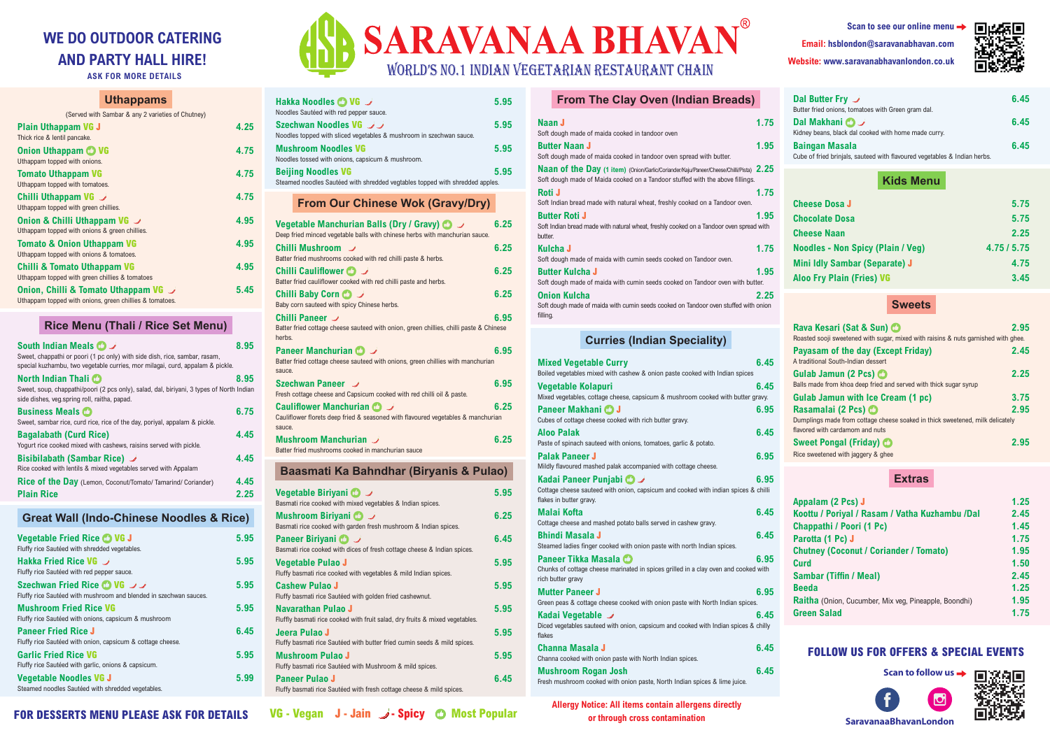# SARAVANAA BHAVAN®

WORLD'S NO.1 INDIAN VEGETARIAN RESTAURANT CHAIN

**WE DO OUTDOOR CATERING AND PARTY HALL HIRE!**

ASK FOR MORE DETAILS

Scan to see our online menu →

Email: hbslondon@saravanabhavan.com

Website: www.saravanabhavanlondon.co.uk

## Uthappams

(Served with Sambar & any 2 varieties of Chutney)

| | |
|---|---|
| **Plain Uthappam** VG J<br>Thick rice & lentil pancake. | 4.25 |
| **Onion Uthappam** (Most Popular) VG<br>Uthappam topped with onions. | 4.75 |
| **Tomato Uthappam** VG<br>Uthappam topped with tomatoes. | 4.75 |
| **Chilli Uthappam** VG (Spicy)<br>Uthappam topped with green chillies. | 4.75 |
| **Onion & Chilli Uthappam** VG (Spicy)<br>Uthappam topped with onions & green chillies. | 4.95 |
| **Tomato & Onion Uthappam** VG<br>Uthappam topped with onions & tomatoes. | 4.95 |
| **Chilli & Tomato Uthappam** VG<br>Uthappam topped with green chillies & tomatoes | 4.95 |
| **Onion, Chilli & Tomato Uthappam** VG (Spicy)<br>Uthappam topped with onions, green chillies & tomatoes. | 5.45 |

## Rice Menu (Thali / Rice Set Menu)

| | |
|---|---|
| **South Indian Meals** (Most Popular) (Spicy)<br>Sweet, chappathi or poori (1 pc only) with side dish, rice, sambar, rasam, special kuzhambu, two vegetable curries, mor milagai, curd, appalam & pickle. | 8.95 |
| **North Indian Thali** (Most Popular)<br>Sweet, soup, chappathi/poori (2 pcs only), salad, dal, biriyani, 3 types of North Indian side dishes, veg.spring roll, raitha, papad. | 8.95 |
| **Business Meals** (Most Popular)<br>Sweet, sambar rice, curd rice, rice of the day, poriyal, appalam & pickle. | 6.75 |
| **Bagalabath (Curd Rice)**<br>Yogurt rice cooked mixed with cashews, raisins served with pickle. | 4.45 |
| **Bisibilabath (Sambar Rice)** (Spicy)<br>Rice cooked with lentils & mixed vegetables served with Appalam | 4.45 |
| **Rice of the Day** (Lemon, Coconut/Tomato/ Tamarind/ Coriander) | 4.45 |
| **Plain Rice** | 2.25 |

## Great Wall (Indo-Chinese Noodles & Rice)

| | |
|---|---|
| **Vegetable Fried Rice** (Most Popular) VG J<br>Fluffy rice Sautéed with shredded vegetables. | 5.95 |
| **Hakka Fried Rice** VG (Spicy)<br>Fluffy rice Sautéed with red pepper sauce. | 5.95 |
| **Szechwan Fried Rice** (Most Popular) VG (Spicy)(Spicy)<br>Fluffy rice Sautéed with mushroom and blended in szechwan sauces. | 5.95 |
| **Mushroom Fried Rice** VG<br>Fluffy rice Sautéed with onions, capsicum & mushroom | 5.95 |
| **Paneer Fried Rice** J<br>Fluffy rice Sautéed with onion, capsicum & cottage cheese. | 6.45 |
| **Garlic Fried Rice** VG<br>Fluffy rice Sautéed with garlic, onions & capsicum. | 5.95 |
| **Vegetable Noodles** VG J<br>Steamed noodles Sautéed with shredded vegetables. | 5.99 |
| **Hakka Noodles** (Most Popular) VG (Spicy)<br>Noodles Sautéed with red pepper sauce. | 5.95 |
| **Szechwan Noodles** VG (Spicy)(Spicy)<br>Noodles topped with sliced vegetables & mushroom in szechwan sauce. | 5.95 |
| **Mushroom Noodles** VG<br>Noodles tossed with onions, capsicum & mushroom. | 5.95 |
| **Beijing Noodles** VG<br>Steamed noodles Sautéed with shredded vegtables topped with shredded apples. | 5.95 |

## From Our Chinese Wok (Gravy/Dry)

| | |
|---|---|
| **Vegetable Manchurian Balls (Dry / Gravy)** (Most Popular) (Most Popular) (Spicy)<br>Deep fried minced vegetable balls with chinese herbs with manchurian sauce. | 6.25 |
| **Chilli Mushroom** (Spicy)<br>Batter fried mushrooms cooked with red chilli paste & herbs. | 6.25 |
| **Chilli Cauliflower** (Most Popular) (Spicy)<br>Batter fried cauliflower cooked with red chilli paste and herbs. | 6.25 |
| **Chilli Baby Corn** (Most Popular) (Spicy)<br>Baby corn sauteed with spicy Chinese herbs. | 6.25 |
| **Chilli Paneer** (Spicy)<br>Batter fried cottage cheese sauteed with onion, green chillies, chilli paste & Chinese herbs. | 6.95 |
| **Paneer Manchurian** (Most Popular) (Spicy)<br>Batter fried cottage cheese sauteed with onions, green chillies with manchurian sauce. | 6.95 |
| **Szechwan Paneer** (Spicy)<br>Fresh cottage cheese and Capsicum cooked with red chilli oil & paste. | 6.95 |
| **Cauliflower Manchurian** (Most Popular) (Spicy)<br>Cauliflower florets deep fried & seasoned with flavoured vegetables & manchurian sauce. | 6.25 |
| **Mushroom Manchurian** (Spicy)<br>Batter fried mushrooms cooked in manchurian sauce | 6.25 |

## Baasmati Ka Bahndhar (Biryanis & Pulao)

| | |
|---|---|
| **Vegetable Biriyani** (Most Popular) (Spicy)<br>Basmati rice cooked with mixed vegetables & Indian spices. | 5.95 |
| **Mushroom Biriyani** (Most Popular) (Spicy)<br>Basmati rice cooked with garden fresh mushroom & Indian spices. | 6.25 |
| **Paneer Biriyani** (Most Popular) (Spicy)<br>Basmati rice cooked with dices of fresh cottage cheese & Indian spices. | 6.45 |
| **Vegetable Pulao** J<br>Fluffy basmati rice cooked with vegetables & mild Indian spices. | 5.95 |
| **Cashew Pulao** J<br>Fluffy basmati rice Sautéed with golden fried cashewnut. | 5.95 |
| **Navarathan Pulao** J<br>Flufﬂy basmati rice cooked with fruit salad, dry fruits & mixed vegetables. | 5.95 |
| **Jeera Pulao** J<br>Fluffy basmati rice Sautéed with butter fried cumin seeds & mild spices. | 5.95 |
| **Mushroom Pulao** J<br>Fluffy basmati rice Sautéed with Mushroom & mild spices. | 5.95 |
| **Paneer Pulao** J<br>Fluffy basmati rice Sautéed with fresh cottage cheese & mild spices. | 6.45 |

## From The Clay Oven (Indian Breads)

| | |
|---|---|
| **Naan** J<br>Soft dough made of maida cooked in tandoor oven | 1.75 |
| **Butter Naan** J<br>Soft dough made of maida cooked in tandoor oven spread with butter. | 1.95 |
| **Naan of the Day** (1 item) (Onion/Garlic/Coriander/Kaju/Paneer/Cheese/Chilli/Pista)<br>Soft dough made of maida cooked on a Tandoor stuffed with the above fillings. | 2.25 |
| **Roti** J<br>Soft Indian bread made with natural wheat, freshly cooked on a Tandoor oven. | 1.75 |
| **Butter Roti** J<br>Soft Indian bread made with natural wheat, freshly cooked on a Tandoor oven spread with butter. | 1.95 |
| **Kulcha** J<br>Soft dough made of maida with cumin seeds cooked on Tandoor oven. | 1.75 |
| **Butter Kulcha** J<br>Soft dough made of maida with cumin seeds cooked on Tandoor oven with butter. | 1.95 |
| **Onion Kulcha**<br>Soft dough made of maida with cumin seeds cooked on Tandoor oven stuffed with onion filling. | 2.25 |

## Curries (Indian Speciality)

| | |
|---|---|
| **Mixed Vegetable Curry**<br>Boiled vegetables mixed with cashew & onion paste cooked with Indian spices | 6.45 |
| **Vegetable Kolapuri**<br>Mixed vegetables, cottage cheese, capsicum & mushroom cooked with butter gravy. | 6.45 |
| **Paneer Makhani** (Most Popular) J<br>Cubes of cottage cheese cooked with rich butter gravy. | 6.95 |
| **Aloo Palak**<br>Paste of spinach sauteed with onions, tomatoes, garlic & potato. | 6.45 |
| **Palak Paneer** J<br>Mildly flavoured mashed palak accompanied with cottage cheese. | 6.95 |
| **Kadai Paneer Punjabi** (Most Popular) (Spicy)<br>Cottage cheese sauteed with onion, capsicum and cooked with indian spices & chilli flakes in butter gravy. | 6.95 |
| **Malai Kofta**<br>Cottage cheese and mashed potato balls served in cashew gravy. | 6.45 |
| **Bhindi Masala** J<br>Steamed ladies finger cooked with onion paste with north Indian spices. | 6.45 |
| **Paneer Tikka Masala** (Most Popular)<br>Chunks of cottage cheese marinated in spices grilled in a clay oven and cooked with rich butter gravy | 6.95 |
| **Mutter Paneer** J<br>Green peas & cottage cheese cooked with onion paste with North Indian spices. | 6.95 |
| **Kadai Vegetable** (Spicy)<br>Diced vegetables sauteed with onion, capsicum and cooked with Indian spices & chilly flakes | 6.45 |
| **Channa Masala** J<br>Channa cooked with onion paste with North Indian spices. | 6.45 |
| **Mushroom Rogan Josh**<br>Fresh mushroom cooked with onion paste, North Indian spices & lime juice. | 6.45 |
| **Dal Butter Fry** (Spicy)<br>Butter fried onions, tomatoes with Green gram dal. | 6.45 |
| **Dal Makhani** (Most Popular) (Spicy)<br>Kidney beans, black dal cooked with home made curry. | 6.45 |
| **Baingan Masala**<br>Cube of fried brinjals, sauteed with flavoured vegetables & Indian herbs. | 6.45 |

## Kids Menu

| | |
|---|---|
| **Cheese Dosa** J | 5.75 |
| **Chocolate Dosa** | 5.75 |
| **Cheese Naan** | 2.25 |
| **Noodles - Non Spicy (Plain / Veg)** | 4.75 / 5.75 |
| **Mini Idly Sambar (Separate)** J | 4.75 |
| **Aloo Fry Plain (Fries)** VG | 3.45 |

## Sweets

| | |
|---|---|
| **Rava Kesari (Sat & Sun)** (Most Popular)<br>Roasted sooji sweetened with sugar, mixed with raisins & nuts garnished with ghee. | 2.95 |
| **Payasam of the day (Except Friday)**<br>A traditional South-Indian dessert | 2.45 |
| **Gulab Jamun (2 Pcs)** (Most Popular)<br>Balls made from khoa deep fried and served with thick sugar syrup | 2.25 |
| **Gulab Jamun with Ice Cream (1 pc)** | 3.75 |
| **Rasamalai (2 Pcs)** (Most Popular)<br>Dumplings made from cottage cheese soaked in thick sweetened, milk delicately flavored with cardamom and nuts | 2.95 |
| **Sweet Pongal (Friday)** (Most Popular)<br>Rice sweetened with jaggery & ghee | 2.95 |

## Extras

| | |
|---|---|
| **Appalam (2 Pcs)** J | 1.25 |
| **Koottu / Poriyal / Rasam / Vatha Kuzhambu /Dal** | 2.45 |
| **Chappathi / Poori (1 Pc)** | 1.45 |
| **Parotta (1 Pc)** J | 1.75 |
| **Chutney (Coconut / Coriander / Tomato)** | 1.95 |
| **Curd** | 1.50 |
| **Sambar (Tiffin / Meal)** | 2.45 |
| **Beeda** | 1.25 |
| **Raitha** (Onion, Cucumber, Mix veg, Pineapple, Boondhi) | 1.95 |
| **Green Salad** | 1.75 |

**FOLLOW US FOR OFFERS & SPECIAL EVENTS**

Scan to follow us →

SaravanaaBhavanLondon

**FOR DESSERTS MENU PLEASE ASK FOR DETAILS**

VG - Vegan J - Jain (Spicy) - Spicy (Most Popular) - Most Popular

**Allergy Notice: All items contain allergens directly or through cross contamination**